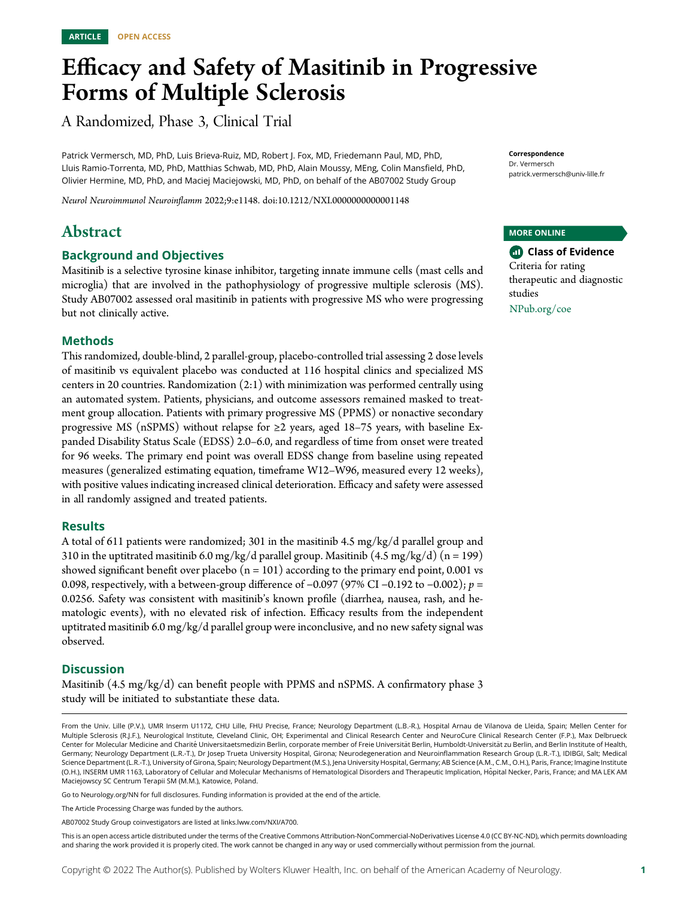ARTICLE OPEN ACCESS

# Efficacy and Safety of Masitinib in Progressive Forms of Multiple Sclerosis

## A Randomized, Phase 3, Clinical Trial

Patrick Vermersch, MD, PhD, Luis Brieva-Ruiz, MD, Robert J. Fox, MD, Friedemann Paul, MD, PhD, Lluis Ramio-Torrenta, MD, PhD, Matthias Schwab, MD, PhD, Alain Moussy, MEng, Colin Mansfield, PhD, Olivier Hermine, MD, PhD, and Maciej Maciejowski, MD, PhD, on behalf of the AB07002 Study Group

*Neurol Neuroimmunol Neuroinflamm* 2022;9:e1148. doi:10.1212/NXI.0000000000001148

**Correspondence**
Dr. Vermersch
patrick.vermersch@univ-lille.fr

**MORE ONLINE**

**Class of Evidence**
Criteria for rating therapeutic and diagnostic studies
NPub.org/coe

# Abstract

### Background and Objectives

Masitinib is a selective tyrosine kinase inhibitor, targeting innate immune cells (mast cells and microglia) that are involved in the pathophysiology of progressive multiple sclerosis (MS). Study AB07002 assessed oral masitinib in patients with progressive MS who were progressing but not clinically active.

### Methods

This randomized, double-blind, 2 parallel-group, placebo-controlled trial assessing 2 dose levels of masitinib vs equivalent placebo was conducted at 116 hospital clinics and specialized MS centers in 20 countries. Randomization (2:1) with minimization was performed centrally using an automated system. Patients, physicians, and outcome assessors remained masked to treatment group allocation. Patients with primary progressive MS (PPMS) or nonactive secondary progressive MS (nSPMS) without relapse for ≥2 years, aged 18–75 years, with baseline Expanded Disability Status Scale (EDSS) 2.0–6.0, and regardless of time from onset were treated for 96 weeks. The primary end point was overall EDSS change from baseline using repeated measures (generalized estimating equation, timeframe W12–W96, measured every 12 weeks), with positive values indicating increased clinical deterioration. Efficacy and safety were assessed in all randomly assigned and treated patients.

### Results

A total of 611 patients were randomized; 301 in the masitinib 4.5 mg/kg/d parallel group and 310 in the uptitrated masitinib 6.0 mg/kg/d parallel group. Masitinib (4.5 mg/kg/d) (n = 199) showed significant benefit over placebo (n = 101) according to the primary end point, 0.001 vs 0.098, respectively, with a between-group difference of −0.097 (97% CI −0.192 to −0.002); $p = 0.0256$. Safety was consistent with masitinib's known profile (diarrhea, nausea, rash, and hematologic events), with no elevated risk of infection. Efficacy results from the independent uptitrated masitinib 6.0 mg/kg/d parallel group were inconclusive, and no new safety signal was observed.

### Discussion

Masitinib (4.5 mg/kg/d) can benefit people with PPMS and nSPMS. A confirmatory phase 3 study will be initiated to substantiate these data.

From the Univ. Lille (P.V.), UMR Inserm U1172, CHU Lille, FHU Precise, France; Neurology Department (L.B.-R.), Hospital Arnau de Vilanova de Lleida, Spain; Mellen Center for Multiple Sclerosis (R.J.F.), Neurological Institute, Cleveland Clinic, OH; Experimental and Clinical Research Center and NeuroCure Clinical Research Center (F.P.), Max Delbrueck Center for Molecular Medicine and Charité Universitaetsmedizin Berlin, corporate member of Freie Universität Berlin, Humboldt-Universität zu Berlin, and Berlin Institute of Health, Germany; Neurology Department (L.R.-T.), Dr Josep Trueta University Hospital, Girona; Neurodegeneration and Neuroinflammation Research Group (L.R.-T.), IDIBGI, Salt; Medical Science Department (L.R.-T.), University of Girona, Spain; Neurology Department (M.S.), Jena University Hospital, Germany; AB Science (A.M., C.M., O.H.), Paris, France; Imagine Institute (O.H.), INSERM UMR 1163, Laboratory of Cellular and Molecular Mechanisms of Hematological Disorders and Therapeutic Implication, Hôpital Necker, Paris, France; and MA LEK AM Maciejowscy SC Centrum Terapii SM (M.M.), Katowice, Poland.

Go to Neurology.org/NN for full disclosures. Funding information is provided at the end of the article.

The Article Processing Charge was funded by the authors.

AB07002 Study Group coinvestigators are listed at links.lww.com/NXI/A700.

This is an open access article distributed under the terms of the Creative Commons Attribution-NonCommercial-NoDerivatives License 4.0 (CC BY-NC-ND), which permits downloading and sharing the work provided it is properly cited. The work cannot be changed in any way or used commercially without permission from the journal.

Copyright © 2022 The Author(s). Published by Wolters Kluwer Health, Inc. on behalf of the American Academy of Neurology.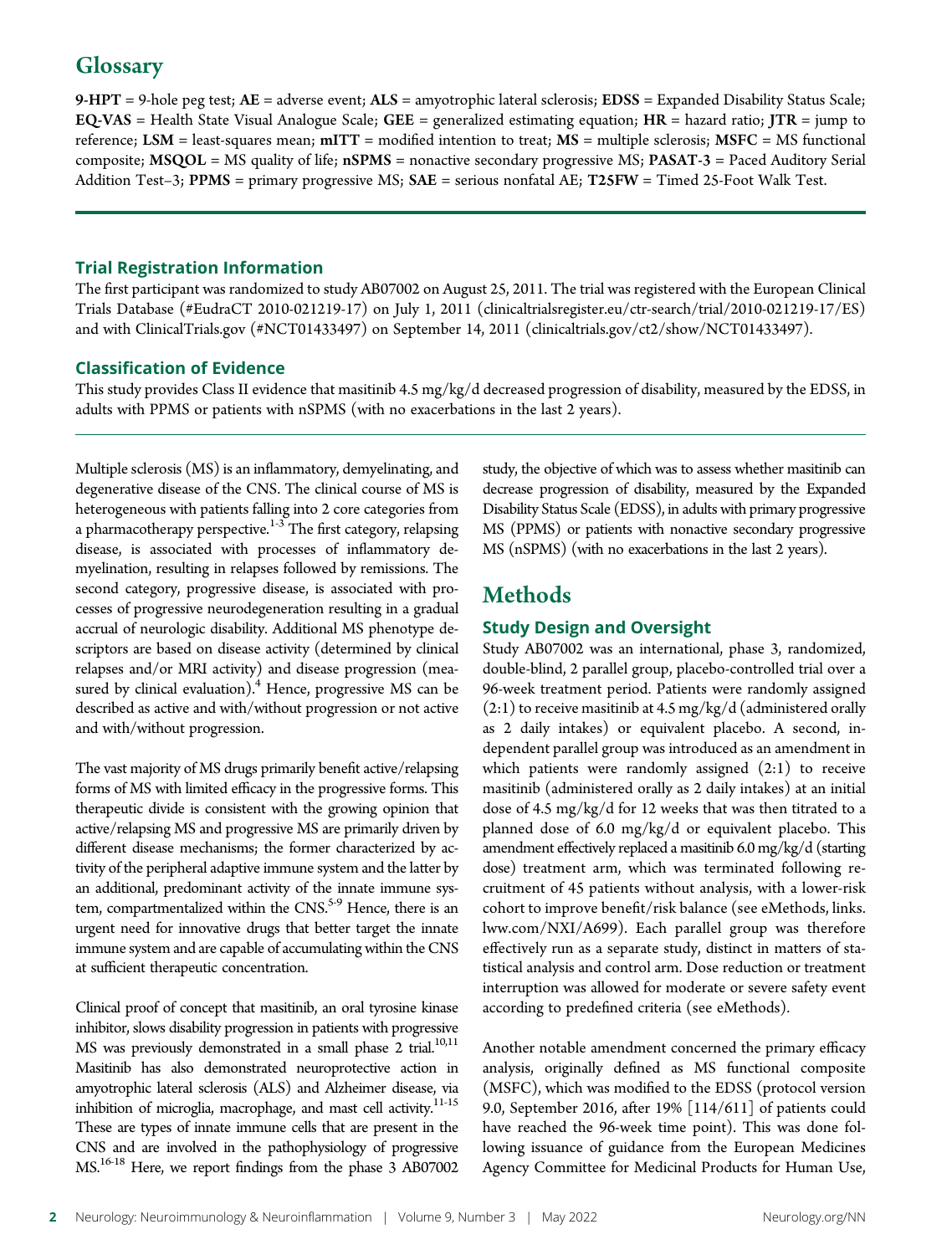## Glossary

**9-HPT** = 9-hole peg test; **AE** = adverse event; **ALS** = amyotrophic lateral sclerosis; **EDSS** = Expanded Disability Status Scale; **EQ-VAS** = Health State Visual Analogue Scale; **GEE** = generalized estimating equation; **HR** = hazard ratio; **JTR** = jump to reference; **LSM** = least-squares mean; **mITT** = modified intention to treat; **MS** = multiple sclerosis; **MSFC** = MS functional composite; **MSQOL** = MS quality of life; **nSPMS** = nonactive secondary progressive MS; **PASAT-3** = Paced Auditory Serial Addition Test–3; **PPMS** = primary progressive MS; **SAE** = serious nonfatal AE; **T25FW** = Timed 25-Foot Walk Test.

### Trial Registration Information

The first participant was randomized to study AB07002 on August 25, 2011. The trial was registered with the European Clinical Trials Database (#EudraCT 2010-021219-17) on July 1, 2011 (clinicaltrialsregister.eu/ctr-search/trial/2010-021219-17/ES) and with ClinicalTrials.gov (#NCT01433497) on September 14, 2011 (clinicaltrials.gov/ct2/show/NCT01433497).

### Classification of Evidence

This study provides Class II evidence that masitinib 4.5 mg/kg/d decreased progression of disability, measured by the EDSS, in adults with PPMS or patients with nSPMS (with no exacerbations in the last 2 years).

Multiple sclerosis (MS) is an inflammatory, demyelinating, and degenerative disease of the CNS. The clinical course of MS is heterogeneous with patients falling into 2 core categories from a pharmacotherapy perspective.[1-3] The first category, relapsing disease, is associated with processes of inflammatory demyelination, resulting in relapses followed by remissions. The second category, progressive disease, is associated with processes of progressive neurodegeneration resulting in a gradual accrual of neurologic disability. Additional MS phenotype descriptors are based on disease activity (determined by clinical relapses and/or MRI activity) and disease progression (measured by clinical evaluation).[4] Hence, progressive MS can be described as active and with/without progression or not active and with/without progression.

The vast majority of MS drugs primarily benefit active/relapsing forms of MS with limited efficacy in the progressive forms. This therapeutic divide is consistent with the growing opinion that active/relapsing MS and progressive MS are primarily driven by different disease mechanisms; the former characterized by activity of the peripheral adaptive immune system and the latter by an additional, predominant activity of the innate immune system, compartmentalized within the CNS.[5-9] Hence, there is an urgent need for innovative drugs that better target the innate immune system and are capable of accumulating within the CNS at sufficient therapeutic concentration.

Clinical proof of concept that masitinib, an oral tyrosine kinase inhibitor, slows disability progression in patients with progressive MS was previously demonstrated in a small phase 2 trial.[10,11] Masitinib has also demonstrated neuroprotective action in amyotrophic lateral sclerosis (ALS) and Alzheimer disease, via inhibition of microglia, macrophage, and mast cell activity.[11-15] These are types of innate immune cells that are present in the CNS and are involved in the pathophysiology of progressive MS.[16-18] Here, we report findings from the phase 3 AB07002 study, the objective of which was to assess whether masitinib can decrease progression of disability, measured by the Expanded Disability Status Scale (EDSS), in adults with primary progressive MS (PPMS) or patients with nonactive secondary progressive MS (nSPMS) (with no exacerbations in the last 2 years).

# Methods

### Study Design and Oversight

Study AB07002 was an international, phase 3, randomized, double-blind, 2 parallel group, placebo-controlled trial over a 96-week treatment period. Patients were randomly assigned (2:1) to receive masitinib at 4.5 mg/kg/d (administered orally as 2 daily intakes) or equivalent placebo. A second, independent parallel group was introduced as an amendment in which patients were randomly assigned (2:1) to receive masitinib (administered orally as 2 daily intakes) at an initial dose of 4.5 mg/kg/d for 12 weeks that was then titrated to a planned dose of 6.0 mg/kg/d or equivalent placebo. This amendment effectively replaced a masitinib 6.0 mg/kg/d (starting dose) treatment arm, which was terminated following recruitment of 45 patients without analysis, with a lower-risk cohort to improve benefit/risk balance (see eMethods, links.lww.com/NXI/A699). Each parallel group was therefore effectively run as a separate study, distinct in matters of statistical analysis and control arm. Dose reduction or treatment interruption was allowed for moderate or severe safety event according to predefined criteria (see eMethods).

Another notable amendment concerned the primary efficacy analysis, originally defined as MS functional composite (MSFC), which was modified to the EDSS (protocol version 9.0, September 2016, after 19% [114/611] of patients could have reached the 96-week time point). This was done following issuance of guidance from the European Medicines Agency Committee for Medicinal Products for Human Use,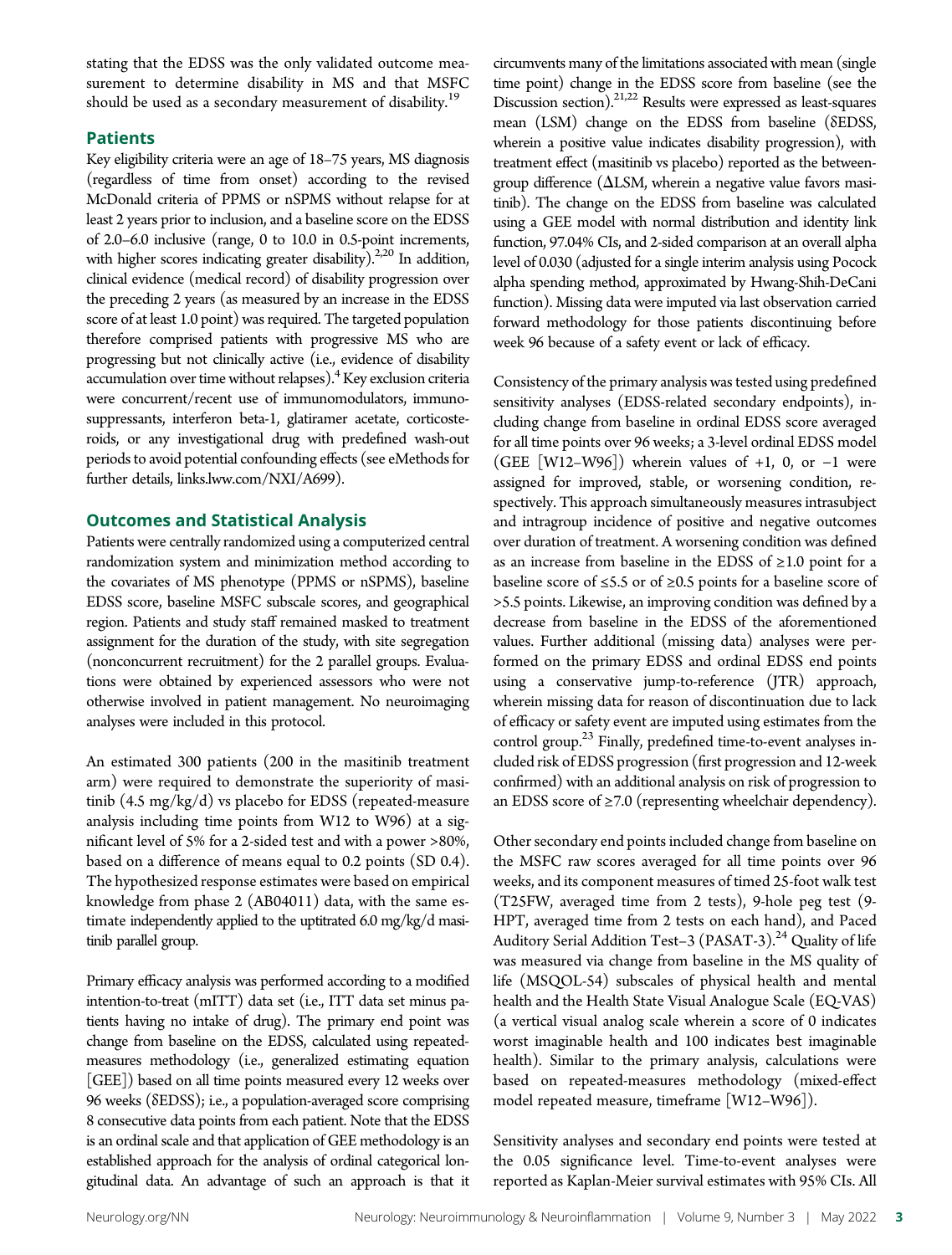stating that the EDSS was the only validated outcome measurement to determine disability in MS and that MSFC should be used as a secondary measurement of disability.[19]

## Patients

Key eligibility criteria were an age of 18–75 years, MS diagnosis (regardless of time from onset) according to the revised McDonald criteria of PPMS or nSPMS without relapse for at least 2 years prior to inclusion, and a baseline score on the EDSS of 2.0–6.0 inclusive (range, 0 to 10.0 in 0.5-point increments, with higher scores indicating greater disability).[2,20] In addition, clinical evidence (medical record) of disability progression over the preceding 2 years (as measured by an increase in the EDSS score of at least 1.0 point) was required. The targeted population therefore comprised patients with progressive MS who are progressing but not clinically active (i.e., evidence of disability accumulation over time without relapses).[4] Key exclusion criteria were concurrent/recent use of immunomodulators, immunosuppressants, interferon beta-1, glatiramer acetate, corticosteroids, or any investigational drug with predefined wash-out periods to avoid potential confounding effects (see eMethods for further details, links.lww.com/NXI/A699).

## Outcomes and Statistical Analysis

Patients were centrally randomized using a computerized central randomization system and minimization method according to the covariates of MS phenotype (PPMS or nSPMS), baseline EDSS score, baseline MSFC subscale scores, and geographical region. Patients and study staff remained masked to treatment assignment for the duration of the study, with site segregation (nonconcurrent recruitment) for the 2 parallel groups. Evaluations were obtained by experienced assessors who were not otherwise involved in patient management. No neuroimaging analyses were included in this protocol.

An estimated 300 patients (200 in the masitinib treatment arm) were required to demonstrate the superiority of masitinib (4.5 mg/kg/d) vs placebo for EDSS (repeated-measure analysis including time points from W12 to W96) at a significant level of 5% for a 2-sided test and with a power >80%, based on a difference of means equal to 0.2 points (SD 0.4). The hypothesized response estimates were based on empirical knowledge from phase 2 (AB04011) data, with the same estimate independently applied to the uptitrated 6.0 mg/kg/d masitinib parallel group.

Primary efficacy analysis was performed according to a modified intention-to-treat (mITT) data set (i.e., ITT data set minus patients having no intake of drug). The primary end point was change from baseline on the EDSS, calculated using repeated-measures methodology (i.e., generalized estimating equation [GEE]) based on all time points measured every 12 weeks over 96 weeks (δEDSS); i.e., a population-averaged score comprising 8 consecutive data points from each patient. Note that the EDSS is an ordinal scale and that application of GEE methodology is an established approach for the analysis of ordinal categorical longitudinal data. An advantage of such an approach is that it circumvents many of the limitations associated with mean (single time point) change in the EDSS score from baseline (see the Discussion section).[21,22] Results were expressed as least-squares mean (LSM) change on the EDSS from baseline (δEDSS, wherein a positive value indicates disability progression), with treatment effect (masitinib vs placebo) reported as the between-group difference (ΔLSM, wherein a negative value favors masitinib). The change on the EDSS from baseline was calculated using a GEE model with normal distribution and identity link function, 97.04% CIs, and 2-sided comparison at an overall alpha level of 0.030 (adjusted for a single interim analysis using Pocock alpha spending method, approximated by Hwang-Shih-DeCani function). Missing data were imputed via last observation carried forward methodology for those patients discontinuing before week 96 because of a safety event or lack of efficacy.

Consistency of the primary analysis was tested using predefined sensitivity analyses (EDSS-related secondary endpoints), including change from baseline in ordinal EDSS score averaged for all time points over 96 weeks; a 3-level ordinal EDSS model (GEE [W12–W96]) wherein values of +1, 0, or −1 were assigned for improved, stable, or worsening condition, respectively. This approach simultaneously measures intrasubject and intragroup incidence of positive and negative outcomes over duration of treatment. A worsening condition was defined as an increase from baseline in the EDSS of ≥1.0 point for a baseline score of ≤5.5 or of ≥0.5 points for a baseline score of >5.5 points. Likewise, an improving condition was defined by a decrease from baseline in the EDSS of the aforementioned values. Further additional (missing data) analyses were performed on the primary EDSS and ordinal EDSS end points using a conservative jump-to-reference (JTR) approach, wherein missing data for reason of discontinuation due to lack of efficacy or safety event are imputed using estimates from the control group.[23] Finally, predefined time-to-event analyses included risk of EDSS progression (first progression and 12-week confirmed) with an additional analysis on risk of progression to an EDSS score of ≥7.0 (representing wheelchair dependency).

Other secondary end points included change from baseline on the MSFC raw scores averaged for all time points over 96 weeks, and its component measures of timed 25-foot walk test (T25FW, averaged time from 2 tests), 9-hole peg test (9-HPT, averaged time from 2 tests on each hand), and Paced Auditory Serial Addition Test–3 (PASAT-3).[24] Quality of life was measured via change from baseline in the MS quality of life (MSQOL-54) subscales of physical health and mental health and the Health State Visual Analogue Scale (EQ-VAS) (a vertical visual analog scale wherein a score of 0 indicates worst imaginable health and 100 indicates best imaginable health). Similar to the primary analysis, calculations were based on repeated-measures methodology (mixed-effect model repeated measure, timeframe [W12–W96]).

Sensitivity analyses and secondary end points were tested at the 0.05 significance level. Time-to-event analyses were reported as Kaplan-Meier survival estimates with 95% CIs. All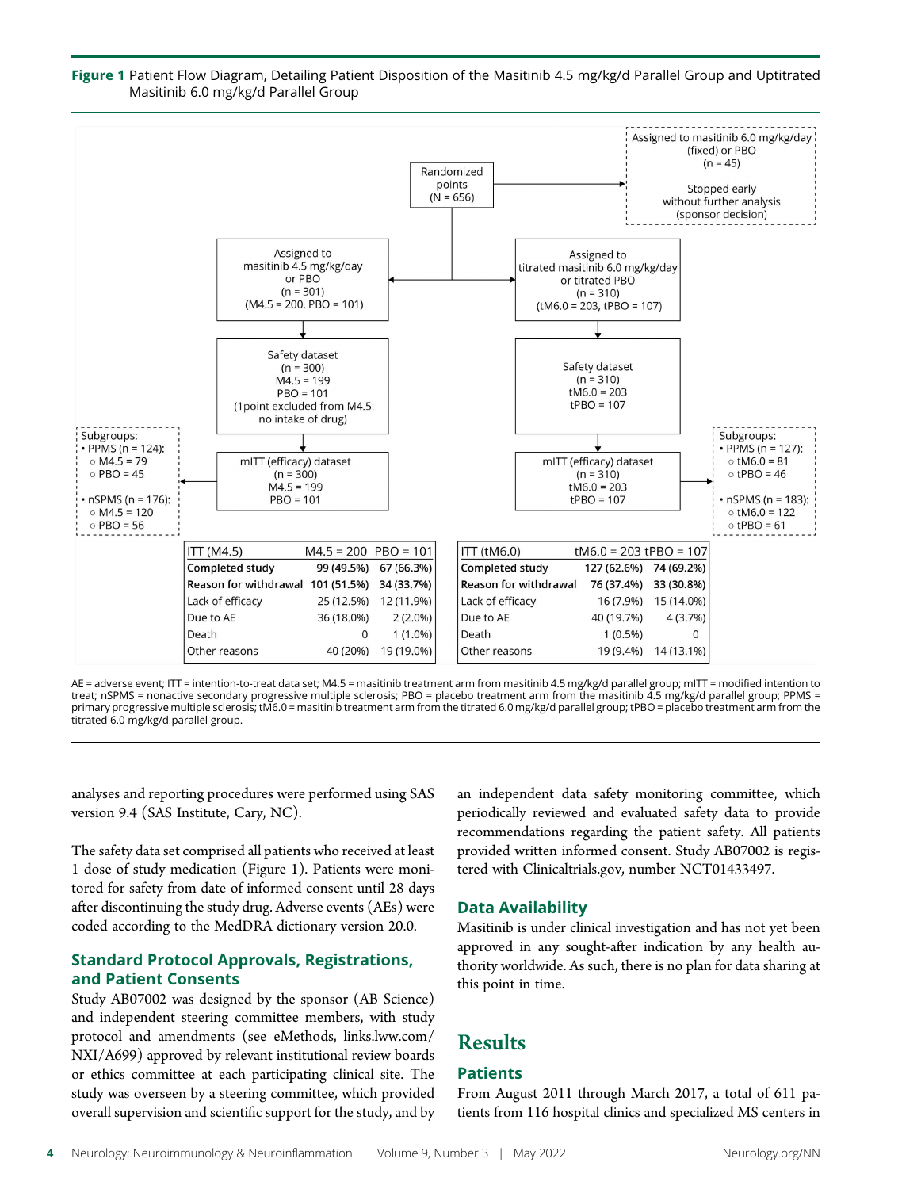**Figure 1** Patient Flow Diagram, Detailing Patient Disposition of the Masitinib 4.5 mg/kg/d Parallel Group and Uptitrated Masitinib 6.0 mg/kg/d Parallel Group

Randomized points (N = 656)

Assigned to masitinib 6.0 mg/kg/day (fixed) or PBO (n = 45) — Stopped early without further analysis (sponsor decision)

Assigned to masitinib 4.5 mg/kg/day or PBO (n = 301) (M4.5 = 200, PBO = 101)

Safety dataset (n = 300) M4.5 = 199 PBO = 101 (1point excluded from M4.5: no intake of drug)

mITT (efficacy) dataset (n = 300) M4.5 = 199 PBO = 101

Subgroups:
- PPMS (n = 124):
  - M4.5 = 79
  - PBO = 45
- nSPMS (n = 176):
  - M4.5 = 120
  - PBO = 56

Assigned to titrated masitinib 6.0 mg/kg/day or titrated PBO (n = 310) (tM6.0 = 203, tPBO = 107)

Safety dataset (n = 310) tM6.0 = 203 tPBO = 107

mITT (efficacy) dataset (n = 310) tM6.0 = 203 tPBO = 107

Subgroups:
- PPMS (n = 127):
  - tM6.0 = 81
  - tPBO = 46
- nSPMS (n = 183):
  - tM6.0 = 122
  - tPBO = 61

| ITT (M4.5) | M4.5 = 200 | PBO = 101 |
|---|---|---|
| **Completed study** | **99 (49.5%)** | **67 (66.3%)** |
| **Reason for withdrawal** | **101 (51.5%)** | **34 (33.7%)** |
| Lack of efficacy | 25 (12.5%) | 12 (11.9%) |
| Due to AE | 36 (18.0%) | 2 (2.0%) |
| Death | 0 | 1 (1.0%) |
| Other reasons | 40 (20%) | 19 (19.0%) |

| ITT (tM6.0) | tM6.0 = 203 | tPBO = 107 |
|---|---|---|
| **Completed study** | **127 (62.6%)** | **74 (69.2%)** |
| **Reason for withdrawal** | **76 (37.4%)** | **33 (30.8%)** |
| Lack of efficacy | 16 (7.9%) | 15 (14.0%) |
| Due to AE | 40 (19.7%) | 4 (3.7%) |
| Death | 1 (0.5%) | 0 |
| Other reasons | 19 (9.4%) | 14 (13.1%) |

AE = adverse event; ITT = intention-to-treat data set; M4.5 = masitinib treatment arm from masitinib 4.5 mg/kg/d parallel group; mITT = modified intention to treat; nSPMS = nonactive secondary progressive multiple sclerosis; PBO = placebo treatment arm from the masitinib 4.5 mg/kg/d parallel group; PPMS = primary progressive multiple sclerosis; tM6.0 = masitinib treatment arm from the titrated 6.0 mg/kg/d parallel group; tPBO = placebo treatment arm from the titrated 6.0 mg/kg/d parallel group.

analyses and reporting procedures were performed using SAS version 9.4 (SAS Institute, Cary, NC).

The safety data set comprised all patients who received at least 1 dose of study medication (Figure 1). Patients were monitored for safety from date of informed consent until 28 days after discontinuing the study drug. Adverse events (AEs) were coded according to the MedDRA dictionary version 20.0.

## Standard Protocol Approvals, Registrations, and Patient Consents

Study AB07002 was designed by the sponsor (AB Science) and independent steering committee members, with study protocol and amendments (see eMethods, links.lww.com/NXI/A699) approved by relevant institutional review boards or ethics committee at each participating clinical site. The study was overseen by a steering committee, which provided overall supervision and scientific support for the study, and by an independent data safety monitoring committee, which periodically reviewed and evaluated safety data to provide recommendations regarding the patient safety. All patients provided written informed consent. Study AB07002 is registered with Clinicaltrials.gov, number NCT01433497.

## Data Availability

Masitinib is under clinical investigation and has not yet been approved in any sought-after indication by any health authority worldwide. As such, there is no plan for data sharing at this point in time.

# Results

## Patients

From August 2011 through March 2017, a total of 611 patients from 116 hospital clinics and specialized MS centers in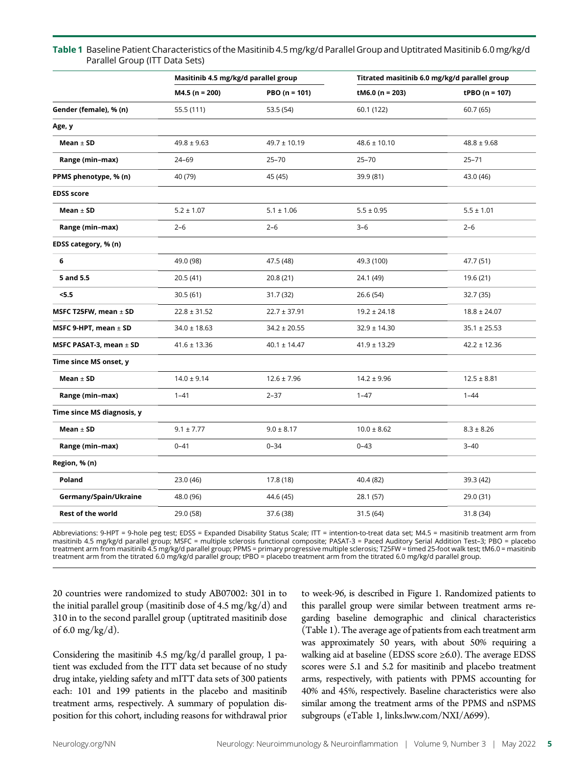**Table 1** Baseline Patient Characteristics of the Masitinib 4.5 mg/kg/d Parallel Group and Uptitrated Masitinib 6.0 mg/kg/d Parallel Group (ITT Data Sets)

| | Masitinib 4.5 mg/kg/d parallel group | | Titrated masitinib 6.0 mg/kg/d parallel group | |
|---|---|---|---|---|
| | **M4.5 (n = 200)** | **PBO (n = 101)** | **tM6.0 (n = 203)** | **tPBO (n = 107)** |
| **Gender (female), % (n)** | 55.5 (111) | 53.5 (54) | 60.1 (122) | 60.7 (65) |
| **Age, y** | | | | |
| **Mean ± SD** | 49.8 ± 9.63 | 49.7 ± 10.19 | 48.6 ± 10.10 | 48.8 ± 9.68 |
| **Range (min–max)** | 24–69 | 25–70 | 25–70 | 25–71 |
| **PPMS phenotype, % (n)** | 40 (79) | 45 (45) | 39.9 (81) | 43.0 (46) |
| **EDSS score** | | | | |
| **Mean ± SD** | 5.2 ± 1.07 | 5.1 ± 1.06 | 5.5 ± 0.95 | 5.5 ± 1.01 |
| **Range (min–max)** | 2–6 | 2–6 | 3–6 | 2–6 |
| **EDSS category, % (n)** | | | | |
| **6** | 49.0 (98) | 47.5 (48) | 49.3 (100) | 47.7 (51) |
| **5 and 5.5** | 20.5 (41) | 20.8 (21) | 24.1 (49) | 19.6 (21) |
| **<5.5** | 30.5 (61) | 31.7 (32) | 26.6 (54) | 32.7 (35) |
| **MSFC T25FW, mean ± SD** | 22.8 ± 31.52 | 22.7 ± 37.91 | 19.2 ± 24.18 | 18.8 ± 24.07 |
| **MSFC 9-HPT, mean ± SD** | 34.0 ± 18.63 | 34.2 ± 20.55 | 32.9 ± 14.30 | 35.1 ± 25.53 |
| **MSFC PASAT-3, mean ± SD** | 41.6 ± 13.36 | 40.1 ± 14.47 | 41.9 ± 13.29 | 42.2 ± 12.36 |
| **Time since MS onset, y** | | | | |
| **Mean ± SD** | 14.0 ± 9.14 | 12.6 ± 7.96 | 14.2 ± 9.96 | 12.5 ± 8.81 |
| **Range (min–max)** | 1–41 | 2–37 | 1–47 | 1–44 |
| **Time since MS diagnosis, y** | | | | |
| **Mean ± SD** | 9.1 ± 7.77 | 9.0 ± 8.17 | 10.0 ± 8.62 | 8.3 ± 8.26 |
| **Range (min–max)** | 0–41 | 0–34 | 0–43 | 3–40 |
| **Region, % (n)** | | | | |
| **Poland** | 23.0 (46) | 17.8 (18) | 40.4 (82) | 39.3 (42) |
| **Germany/Spain/Ukraine** | 48.0 (96) | 44.6 (45) | 28.1 (57) | 29.0 (31) |
| **Rest of the world** | 29.0 (58) | 37.6 (38) | 31.5 (64) | 31.8 (34) |

Abbreviations: 9-HPT = 9-hole peg test; EDSS = Expanded Disability Status Scale; ITT = intention-to-treat data set; M4.5 = masitinib treatment arm from masitinib 4.5 mg/kg/d parallel group; MSFC = multiple sclerosis functional composite; PASAT-3 = Paced Auditory Serial Addition Test–3; PBO = placebo treatment arm from masitinib 4.5 mg/kg/d parallel group; PPMS = primary progressive multiple sclerosis; T25FW = timed 25-foot walk test; tM6.0 = masitinib treatment arm from the titrated 6.0 mg/kg/d parallel group; tPBO = placebo treatment arm from the titrated 6.0 mg/kg/d parallel group.

20 countries were randomized to study AB07002: 301 in to the initial parallel group (masitinib dose of 4.5 mg/kg/d) and 310 in to the second parallel group (uptitrated masitinib dose of 6.0 mg/kg/d).

Considering the masitinib 4.5 mg/kg/d parallel group, 1 patient was excluded from the ITT data set because of no study drug intake, yielding safety and mITT data sets of 300 patients each: 101 and 199 patients in the placebo and masitinib treatment arms, respectively. A summary of population disposition for this cohort, including reasons for withdrawal prior to week-96, is described in Figure 1. Randomized patients to this parallel group were similar between treatment arms regarding baseline demographic and clinical characteristics (Table 1). The average age of patients from each treatment arm was approximately 50 years, with about 50% requiring a walking aid at baseline (EDSS score ≥6.0). The average EDSS scores were 5.1 and 5.2 for masitinib and placebo treatment arms, respectively, with patients with PPMS accounting for 40% and 45%, respectively. Baseline characteristics were also similar among the treatment arms of the PPMS and nSPMS subgroups (eTable 1, links.lww.com/NXI/A699).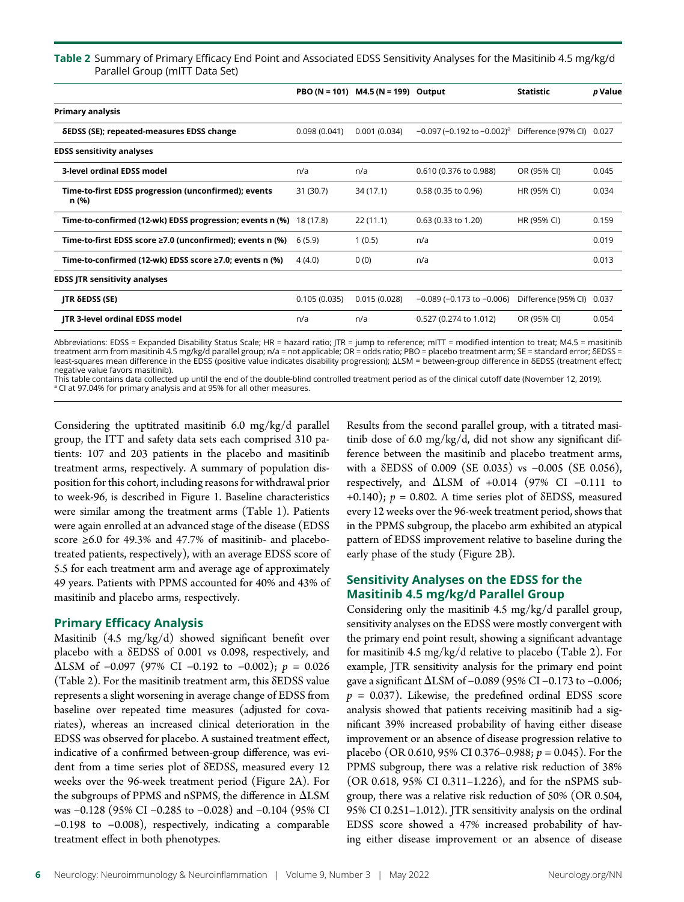**Table 2** Summary of Primary Efficacy End Point and Associated EDSS Sensitivity Analyses for the Masitinib 4.5 mg/kg/d Parallel Group (mITT Data Set)

| | PBO (N = 101) | M4.5 (N = 199) | Output | Statistic | p Value |
|---|---|---|---|---|---|
| **Primary analysis** | | | | | |
| **δEDSS (SE); repeated-measures EDSS change** | 0.098 (0.041) | 0.001 (0.034) | −0.097 (−0.192 to −0.002)[a] | Difference (97% CI) | 0.027 |
| **EDSS sensitivity analyses** | | | | | |
| **3-level ordinal EDSS model** | n/a | n/a | 0.610 (0.376 to 0.988) | OR (95% CI) | 0.045 |
| **Time-to-first EDSS progression (unconfirmed); events n (%)** | 31 (30.7) | 34 (17.1) | 0.58 (0.35 to 0.96) | HR (95% CI) | 0.034 |
| **Time-to-confirmed (12-wk) EDSS progression; events n (%)** | 18 (17.8) | 22 (11.1) | 0.63 (0.33 to 1.20) | HR (95% CI) | 0.159 |
| **Time-to-first EDSS score ≥7.0 (unconfirmed); events n (%)** | 6 (5.9) | 1 (0.5) | n/a | | 0.019 |
| **Time-to-confirmed (12-wk) EDSS score ≥7.0; events n (%)** | 4 (4.0) | 0 (0) | n/a | | 0.013 |
| **EDSS JTR sensitivity analyses** | | | | | |
| **JTR δEDSS (SE)** | 0.105 (0.035) | 0.015 (0.028) | −0.089 (−0.173 to −0.006) | Difference (95% CI) | 0.037 |
| **JTR 3-level ordinal EDSS model** | n/a | n/a | 0.527 (0.274 to 1.012) | OR (95% CI) | 0.054 |

Abbreviations: EDSS = Expanded Disability Status Scale; HR = hazard ratio; JTR = jump to reference; mITT = modified intention to treat; M4.5 = masitinib treatment arm from masitinib 4.5 mg/kg/d parallel group; n/a = not applicable; OR = odds ratio; PBO = placebo treatment arm; SE = standard error; δEDSS = least-squares mean difference in the EDSS (positive value indicates disability progression); ΔLSM = between-group difference in δEDSS (treatment effect; negative value favors masitinib).
This table contains data collected up until the end of the double-blind controlled treatment period as of the clinical cutoff date (November 12, 2019).
[a] CI at 97.04% for primary analysis and at 95% for all other measures.

Considering the uptitrated masitinib 6.0 mg/kg/d parallel group, the ITT and safety data sets each comprised 310 patients: 107 and 203 patients in the placebo and masitinib treatment arms, respectively. A summary of population disposition for this cohort, including reasons for withdrawal prior to week-96, is described in Figure 1. Baseline characteristics were similar among the treatment arms (Table 1). Patients were again enrolled at an advanced stage of the disease (EDSS score ≥6.0 for 49.3% and 47.7% of masitinib- and placebo-treated patients, respectively), with an average EDSS score of 5.5 for each treatment arm and average age of approximately 49 years. Patients with PPMS accounted for 40% and 43% of masitinib and placebo arms, respectively.

## Primary Efficacy Analysis

Masitinib (4.5 mg/kg/d) showed significant benefit over placebo with a δEDSS of 0.001 vs 0.098, respectively, and ΔLSM of −0.097 (97% CI −0.192 to −0.002); $p$ = 0.026 (Table 2). For the masitinib treatment arm, this δEDSS value represents a slight worsening in average change of EDSS from baseline over repeated time measures (adjusted for covariates), whereas an increased clinical deterioration in the EDSS was observed for placebo. A sustained treatment effect, indicative of a confirmed between-group difference, was evident from a time series plot of δEDSS, measured every 12 weeks over the 96-week treatment period (Figure 2A). For the subgroups of PPMS and nSPMS, the difference in ΔLSM was −0.128 (95% CI −0.285 to −0.028) and −0.104 (95% CI −0.198 to −0.008), respectively, indicating a comparable treatment effect in both phenotypes.

Results from the second parallel group, with a titrated masitinib dose of 6.0 mg/kg/d, did not show any significant difference between the masitinib and placebo treatment arms, with a δEDSS of 0.009 (SE 0.035) vs −0.005 (SE 0.056), respectively, and ΔLSM of +0.014 (97% CI −0.111 to +0.140); $p$ = 0.802. A time series plot of δEDSS, measured every 12 weeks over the 96-week treatment period, shows that in the PPMS subgroup, the placebo arm exhibited an atypical pattern of EDSS improvement relative to baseline during the early phase of the study (Figure 2B).

## Sensitivity Analyses on the EDSS for the Masitinib 4.5 mg/kg/d Parallel Group

Considering only the masitinib 4.5 mg/kg/d parallel group, sensitivity analyses on the EDSS were mostly convergent with the primary end point result, showing a significant advantage for masitinib 4.5 mg/kg/d relative to placebo (Table 2). For example, JTR sensitivity analysis for the primary end point gave a significant ΔLSM of −0.089 (95% CI −0.173 to −0.006; $p$ = 0.037). Likewise, the predefined ordinal EDSS score analysis showed that patients receiving masitinib had a significant 39% increased probability of having either disease improvement or an absence of disease progression relative to placebo (OR 0.610, 95% CI 0.376–0.988; $p$ = 0.045). For the PPMS subgroup, there was a relative risk reduction of 38% (OR 0.618, 95% CI 0.311–1.226), and for the nSPMS subgroup, there was a relative risk reduction of 50% (OR 0.504, 95% CI 0.251–1.012). JTR sensitivity analysis on the ordinal EDSS score showed a 47% increased probability of having either disease improvement or an absence of disease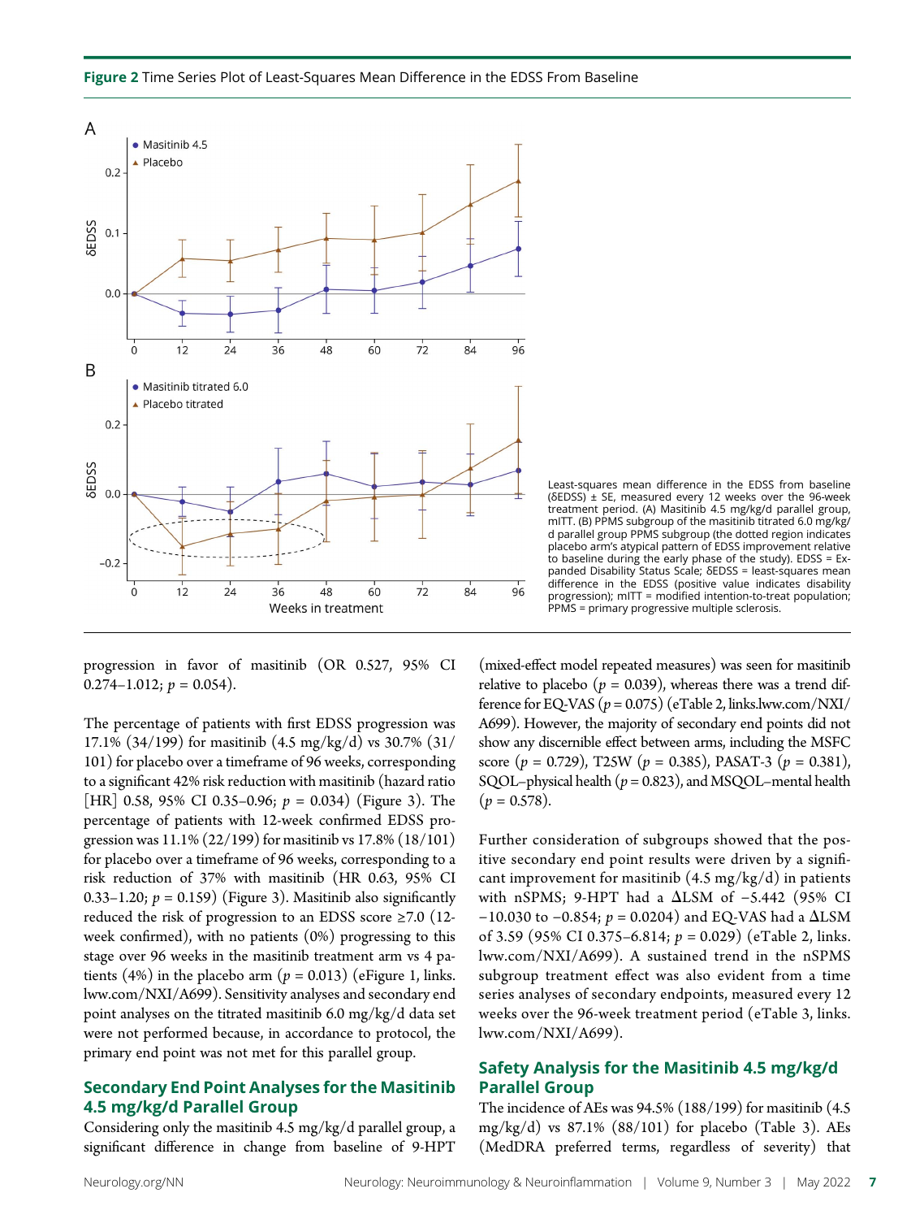**Figure 2** Time Series Plot of Least-Squares Mean Difference in the EDSS From Baseline

Least-squares mean difference in the EDSS from baseline (δEDSS) ± SE, measured every 12 weeks over the 96-week treatment period. (A) Masitinib 4.5 mg/kg/d parallel group, mITT. (B) PPMS subgroup of the masitinib titrated 6.0 mg/kg/d parallel group PPMS subgroup (the dotted region indicates placebo arm's atypical pattern of EDSS improvement relative to baseline during the early phase of the study). EDSS = Expanded Disability Status Scale; δEDSS = least-squares mean difference in the EDSS (positive value indicates disability progression); mITT = modified intention-to-treat population; PPMS = primary progressive multiple sclerosis.

progression in favor of masitinib (OR 0.527, 95% CI 0.274–1.012; $p = 0.054$).

The percentage of patients with first EDSS progression was 17.1% (34/199) for masitinib (4.5 mg/kg/d) vs 30.7% (31/101) for placebo over a timeframe of 96 weeks, corresponding to a significant 42% risk reduction with masitinib (hazard ratio [HR] 0.58, 95% CI 0.35–0.96; $p = 0.034$) (Figure 3). The percentage of patients with 12-week confirmed EDSS progression was 11.1% (22/199) for masitinib vs 17.8% (18/101) for placebo over a timeframe of 96 weeks, corresponding to a risk reduction of 37% with masitinib (HR 0.63, 95% CI 0.33–1.20; $p = 0.159$) (Figure 3). Masitinib also significantly reduced the risk of progression to an EDSS score ≥7.0 (12-week confirmed), with no patients (0%) progressing to this stage over 96 weeks in the masitinib treatment arm vs 4 patients (4%) in the placebo arm ($p = 0.013$) (eFigure 1, links.lww.com/NXI/A699). Sensitivity analyses and secondary end point analyses on the titrated masitinib 6.0 mg/kg/d data set were not performed because, in accordance to protocol, the primary end point was not met for this parallel group.

## Secondary End Point Analyses for the Masitinib 4.5 mg/kg/d Parallel Group

Considering only the masitinib 4.5 mg/kg/d parallel group, a significant difference in change from baseline of 9-HPT (mixed-effect model repeated measures) was seen for masitinib relative to placebo ($p = 0.039$), whereas there was a trend difference for EQ-VAS ($p = 0.075$) (eTable 2, links.lww.com/NXI/A699). However, the majority of secondary end points did not show any discernible effect between arms, including the MSFC score ($p = 0.729$), T25W ($p = 0.385$), PASAT-3 ($p = 0.381$), SQOL–physical health ($p = 0.823$), and MSQOL–mental health ($p = 0.578$).

Further consideration of subgroups showed that the positive secondary end point results were driven by a significant improvement for masitinib (4.5 mg/kg/d) in patients with nSPMS; 9-HPT had a ΔLSM of −5.442 (95% CI −10.030 to −0.854; $p = 0.0204$) and EQ-VAS had a ΔLSM of 3.59 (95% CI 0.375–6.814; $p = 0.029$) (eTable 2, links.lww.com/NXI/A699). A sustained trend in the nSPMS subgroup treatment effect was also evident from a time series analyses of secondary endpoints, measured every 12 weeks over the 96-week treatment period (eTable 3, links.lww.com/NXI/A699).

## Safety Analysis for the Masitinib 4.5 mg/kg/d Parallel Group

The incidence of AEs was 94.5% (188/199) for masitinib (4.5 mg/kg/d) vs 87.1% (88/101) for placebo (Table 3). AEs (MedDRA preferred terms, regardless of severity) that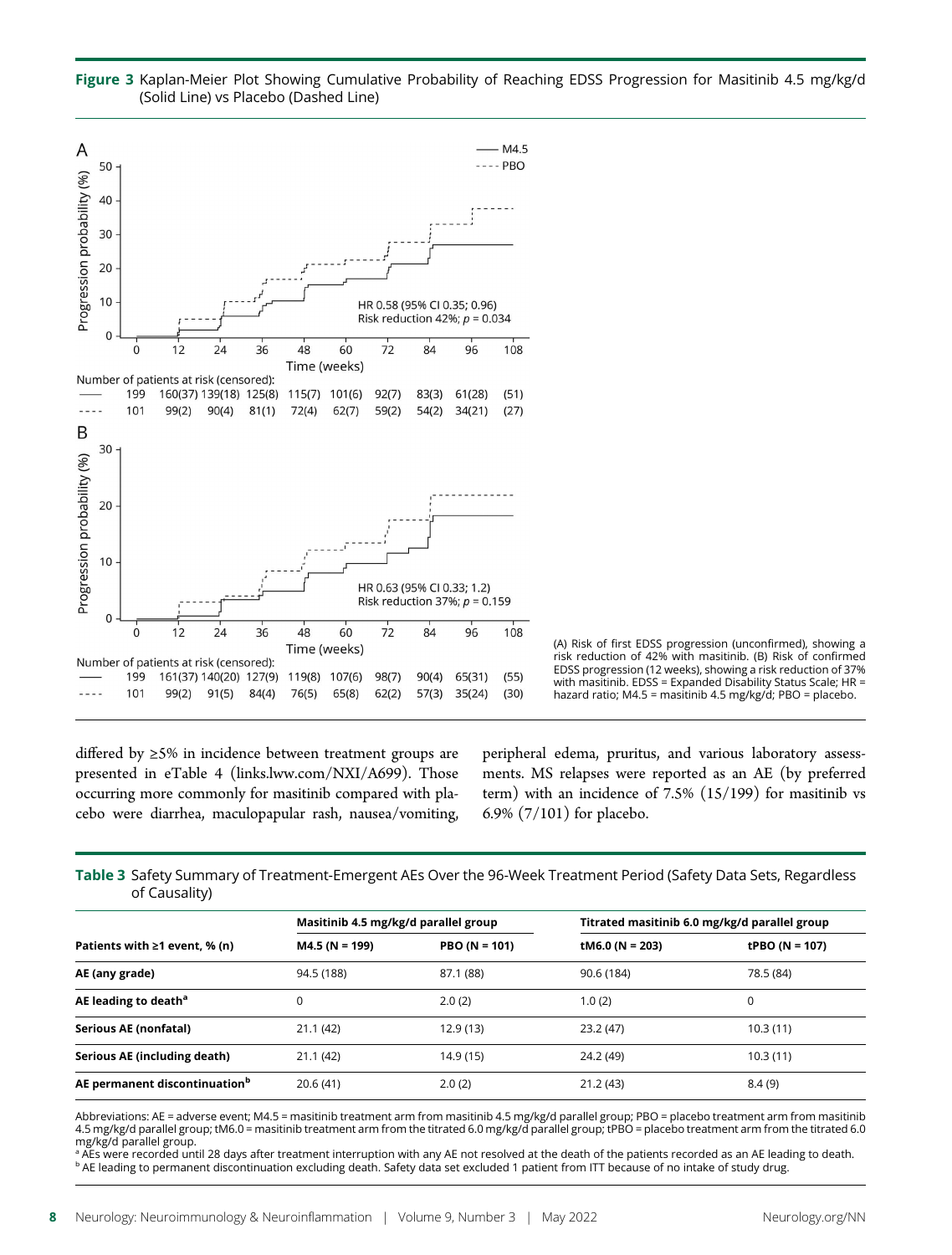**Figure 3** Kaplan-Meier Plot Showing Cumulative Probability of Reaching EDSS Progression for Masitinib 4.5 mg/kg/d (Solid Line) vs Placebo (Dashed Line)

(A) Risk of first EDSS progression (unconfirmed), showing a risk reduction of 42% with masitinib. (B) Risk of confirmed EDSS progression (12 weeks), showing a risk reduction of 37% with masitinib. EDSS = Expanded Disability Status Scale; HR = hazard ratio; M4.5 = masitinib 4.5 mg/kg/d; PBO = placebo.

differed by ≥5% in incidence between treatment groups are presented in eTable 4 (links.lww.com/NXI/A699). Those occurring more commonly for masitinib compared with placebo were diarrhea, maculopapular rash, nausea/vomiting, peripheral edema, pruritus, and various laboratory assessments. MS relapses were reported as an AE (by preferred term) with an incidence of 7.5% (15/199) for masitinib vs 6.9% (7/101) for placebo.

**Table 3** Safety Summary of Treatment-Emergent AEs Over the 96-Week Treatment Period (Safety Data Sets, Regardless of Causality)

| | Masitinib 4.5 mg/kg/d parallel group | | Titrated masitinib 6.0 mg/kg/d parallel group | |
|---|---|---|---|---|
| **Patients with ≥1 event, % (n)** | **M4.5 (N = 199)** | **PBO (N = 101)** | **tM6.0 (N = 203)** | **tPBO (N = 107)** |
| **AE (any grade)** | 94.5 (188) | 87.1 (88) | 90.6 (184) | 78.5 (84) |
| **AE leading to death[a]** | 0 | 2.0 (2) | 1.0 (2) | 0 |
| **Serious AE (nonfatal)** | 21.1 (42) | 12.9 (13) | 23.2 (47) | 10.3 (11) |
| **Serious AE (including death)** | 21.1 (42) | 14.9 (15) | 24.2 (49) | 10.3 (11) |
| **AE permanent discontinuation[b]** | 20.6 (41) | 2.0 (2) | 21.2 (43) | 8.4 (9) |

Abbreviations: AE = adverse event; M4.5 = masitinib treatment arm from masitinib 4.5 mg/kg/d parallel group; PBO = placebo treatment arm from masitinib 4.5 mg/kg/d parallel group; tM6.0 = masitinib treatment arm from the titrated 6.0 mg/kg/d parallel group; tPBO = placebo treatment arm from the titrated 6.0 mg/kg/d parallel group.

[a] AEs were recorded until 28 days after treatment interruption with any AE not resolved at the death of the patients recorded as an AE leading to death.

[b] AE leading to permanent discontinuation excluding death. Safety data set excluded 1 patient from ITT because of no intake of study drug.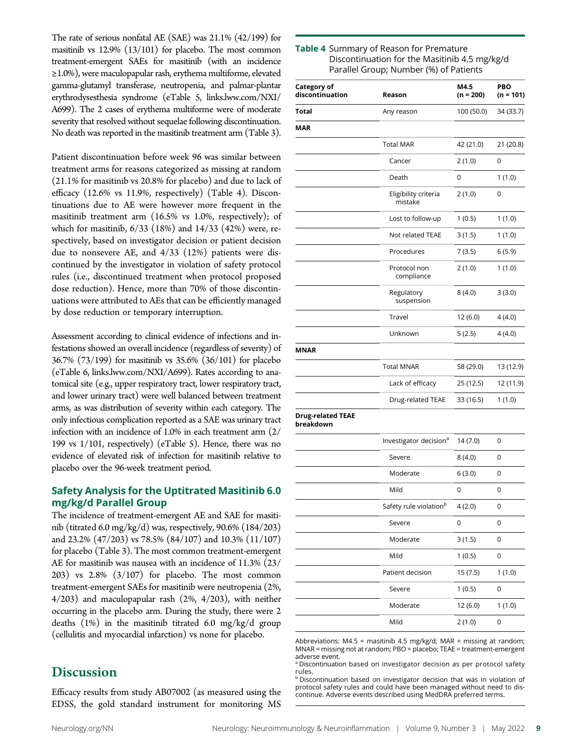The rate of serious nonfatal AE (SAE) was 21.1% (42/199) for masitinib vs 12.9% (13/101) for placebo. The most common treatment-emergent SAEs for masitinib (with an incidence ≥1.0%), were maculopapular rash, erythema multiforme, elevated gamma-glutamyl transferase, neutropenia, and palmar-plantar erythrodysesthesia syndrome (eTable 5, links.lww.com/NXI/A699). The 2 cases of erythema multiforme were of moderate severity that resolved without sequelae following discontinuation. No death was reported in the masitinib treatment arm (Table 3).

Patient discontinuation before week 96 was similar between treatment arms for reasons categorized as missing at random (21.1% for masitinib vs 20.8% for placebo) and due to lack of efficacy (12.6% vs 11.9%, respectively) (Table 4). Discontinuations due to AE were however more frequent in the masitinib treatment arm (16.5% vs 1.0%, respectively); of which for masitinib, 6/33 (18%) and 14/33 (42%) were, respectively, based on investigator decision or patient decision due to nonsevere AE, and 4/33 (12%) patients were discontinued by the investigator in violation of safety protocol rules (i.e., discontinued treatment when protocol proposed dose reduction). Hence, more than 70% of those discontinuations were attributed to AEs that can be efficiently managed by dose reduction or temporary interruption.

Assessment according to clinical evidence of infections and infestations showed an overall incidence (regardless of severity) of 36.7% (73/199) for masitinib vs 35.6% (36/101) for placebo (eTable 6, links.lww.com/NXI/A699). Rates according to anatomical site (e.g., upper respiratory tract, lower respiratory tract, and lower urinary tract) were well balanced between treatment arms, as was distribution of severity within each category. The only infectious complication reported as a SAE was urinary tract infection with an incidence of 1.0% in each treatment arm (2/199 vs 1/101, respectively) (eTable 5). Hence, there was no evidence of elevated risk of infection for masitinib relative to placebo over the 96-week treatment period.

### Safety Analysis for the Uptitrated Masitinib 6.0 mg/kg/d Parallel Group

The incidence of treatment-emergent AE and SAE for masitinib (titrated 6.0 mg/kg/d) was, respectively, 90.6% (184/203) and 23.2% (47/203) vs 78.5% (84/107) and 10.3% (11/107) for placebo (Table 3). The most common treatment-emergent AE for masitinib was nausea with an incidence of 11.3% (23/203) vs 2.8% (3/107) for placebo. The most common treatment-emergent SAEs for masitinib were neutropenia (2%, 4/203) and maculopapular rash (2%, 4/203), with neither occurring in the placebo arm. During the study, there were 2 deaths (1%) in the masitinib titrated 6.0 mg/kg/d group (cellulitis and myocardial infarction) vs none for placebo.

**Table 4** Summary of Reason for Premature Discontinuation for the Masitinib 4.5 mg/kg/d Parallel Group; Number (%) of Patients

| Category of discontinuation | Reason | M4.5 (n = 200) | PBO (n = 101) |
|---|---|---|---|
| **Total** | Any reason | 100 (50.0) | 34 (33.7) |
| **MAR** | | | |
| | Total MAR | 42 (21.0) | 21 (20.8) |
| | Cancer | 2 (1.0) | 0 |
| | Death | 0 | 1 (1.0) |
| | Eligibility criteria mistake | 2 (1.0) | 0 |
| | Lost to follow-up | 1 (0.5) | 1 (1.0) |
| | Not related TEAE | 3 (1.5) | 1 (1.0) |
| | Procedures | 7 (3.5) | 6 (5.9) |
| | Protocol non compliance | 2 (1.0) | 1 (1.0) |
| | Regulatory suspension | 8 (4.0) | 3 (3.0) |
| | Travel | 12 (6.0) | 4 (4.0) |
| | Unknown | 5 (2.5) | 4 (4.0) |
| **MNAR** | | | |
| | Total MNAR | 58 (29.0) | 13 (12.9) |
| | Lack of efficacy | 25 (12.5) | 12 (11.9) |
| | Drug-related TEAE | 33 (16.5) | 1 (1.0) |
| **Drug-related TEAE breakdown** | | | |
| | Investigator decision[a] | 14 (7.0) | 0 |
| | Severe | 8 (4.0) | 0 |
| | Moderate | 6 (3.0) | 0 |
| | Mild | 0 | 0 |
| | Safety rule violation[b] | 4 (2.0) | 0 |
| | Severe | 0 | 0 |
| | Moderate | 3 (1.5) | 0 |
| | Mild | 1 (0.5) | 0 |
| | Patient decision | 15 (7.5) | 1 (1.0) |
| | Severe | 1 (0.5) | 0 |
| | Moderate | 12 (6.0) | 1 (1.0) |
| | Mild | 2 (1.0) | 0 |

Abbreviations: M4.5 = masitinib 4.5 mg/kg/d; MAR = missing at random; MNAR = missing not at random; PBO = placebo; TEAE = treatment-emergent adverse event.
[a] Discontinuation based on investigator decision as per protocol safety rules.
[b] Discontinuation based on investigator decision that was in violation of protocol safety rules and could have been managed without need to discontinue. Adverse events described using MedDRA preferred terms.

## Discussion

Efficacy results from study AB07002 (as measured using the EDSS, the gold standard instrument for monitoring MS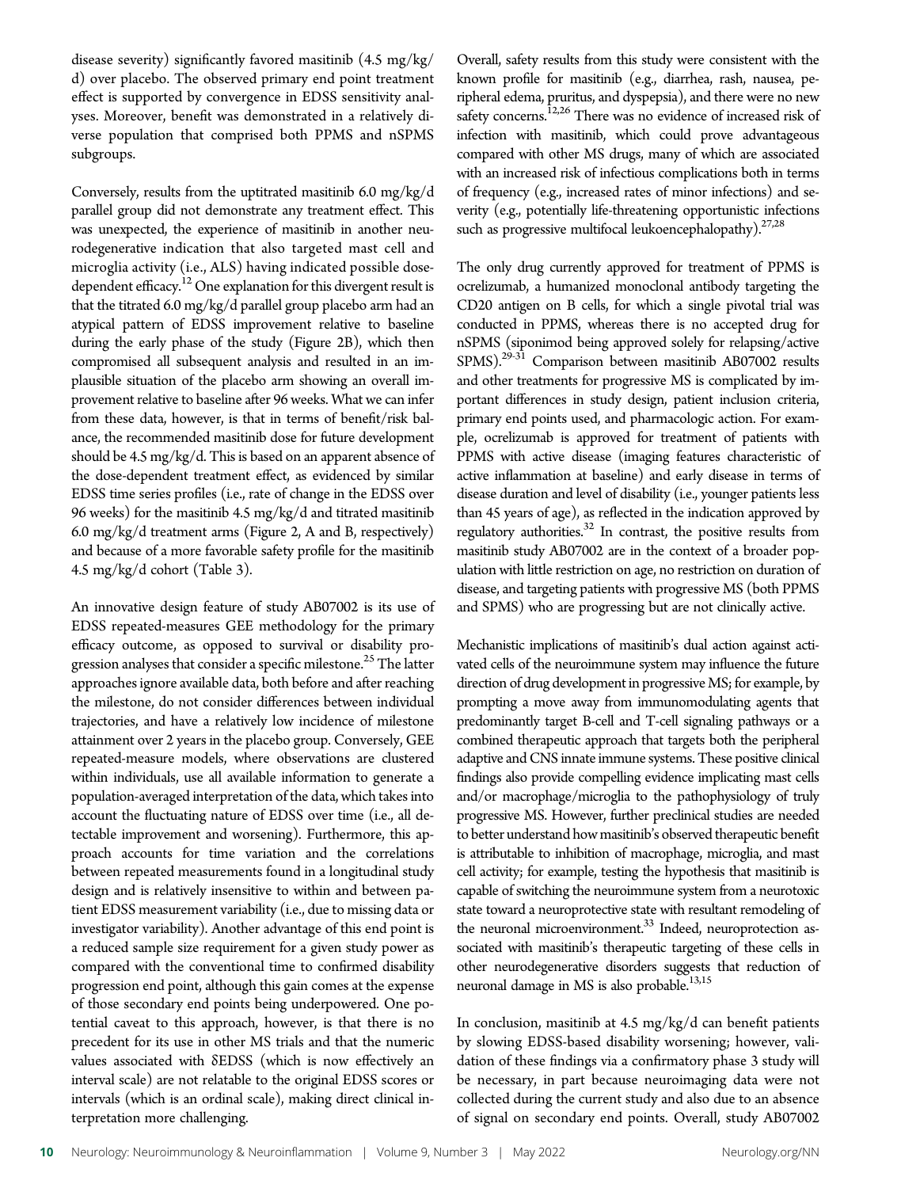disease severity) significantly favored masitinib (4.5 mg/kg/d) over placebo. The observed primary end point treatment effect is supported by convergence in EDSS sensitivity analyses. Moreover, benefit was demonstrated in a relatively diverse population that comprised both PPMS and nSPMS subgroups.

Conversely, results from the uptitrated masitinib 6.0 mg/kg/d parallel group did not demonstrate any treatment effect. This was unexpected, the experience of masitinib in another neurodegenerative indication that also targeted mast cell and microglia activity (i.e., ALS) having indicated possible dose-dependent efficacy.[12] One explanation for this divergent result is that the titrated 6.0 mg/kg/d parallel group placebo arm had an atypical pattern of EDSS improvement relative to baseline during the early phase of the study (Figure 2B), which then compromised all subsequent analysis and resulted in an implausible situation of the placebo arm showing an overall improvement relative to baseline after 96 weeks. What we can infer from these data, however, is that in terms of benefit/risk balance, the recommended masitinib dose for future development should be 4.5 mg/kg/d. This is based on an apparent absence of the dose-dependent treatment effect, as evidenced by similar EDSS time series profiles (i.e., rate of change in the EDSS over 96 weeks) for the masitinib 4.5 mg/kg/d and titrated masitinib 6.0 mg/kg/d treatment arms (Figure 2, A and B, respectively) and because of a more favorable safety profile for the masitinib 4.5 mg/kg/d cohort (Table 3).

An innovative design feature of study AB07002 is its use of EDSS repeated-measures GEE methodology for the primary efficacy outcome, as opposed to survival or disability progression analyses that consider a specific milestone.[25] The latter approaches ignore available data, both before and after reaching the milestone, do not consider differences between individual trajectories, and have a relatively low incidence of milestone attainment over 2 years in the placebo group. Conversely, GEE repeated-measure models, where observations are clustered within individuals, use all available information to generate a population-averaged interpretation of the data, which takes into account the fluctuating nature of EDSS over time (i.e., all detectable improvement and worsening). Furthermore, this approach accounts for time variation and the correlations between repeated measurements found in a longitudinal study design and is relatively insensitive to within and between patient EDSS measurement variability (i.e., due to missing data or investigator variability). Another advantage of this end point is a reduced sample size requirement for a given study power as compared with the conventional time to confirmed disability progression end point, although this gain comes at the expense of those secondary end points being underpowered. One potential caveat to this approach, however, is that there is no precedent for its use in other MS trials and that the numeric values associated with δEDSS (which is now effectively an interval scale) are not relatable to the original EDSS scores or intervals (which is an ordinal scale), making direct clinical interpretation more challenging.

Overall, safety results from this study were consistent with the known profile for masitinib (e.g., diarrhea, rash, nausea, peripheral edema, pruritus, and dyspepsia), and there were no new safety concerns.[12,26] There was no evidence of increased risk of infection with masitinib, which could prove advantageous compared with other MS drugs, many of which are associated with an increased risk of infectious complications both in terms of frequency (e.g., increased rates of minor infections) and severity (e.g., potentially life-threatening opportunistic infections such as progressive multifocal leukoencephalopathy).[27,28]

The only drug currently approved for treatment of PPMS is ocrelizumab, a humanized monoclonal antibody targeting the CD20 antigen on B cells, for which a single pivotal trial was conducted in PPMS, whereas there is no accepted drug for nSPMS (siponimod being approved solely for relapsing/active SPMS).[29-31] Comparison between masitinib AB07002 results and other treatments for progressive MS is complicated by important differences in study design, patient inclusion criteria, primary end points used, and pharmacologic action. For example, ocrelizumab is approved for treatment of patients with PPMS with active disease (imaging features characteristic of active inflammation at baseline) and early disease in terms of disease duration and level of disability (i.e., younger patients less than 45 years of age), as reflected in the indication approved by regulatory authorities.[32] In contrast, the positive results from masitinib study AB07002 are in the context of a broader population with little restriction on age, no restriction on duration of disease, and targeting patients with progressive MS (both PPMS and SPMS) who are progressing but are not clinically active.

Mechanistic implications of masitinib's dual action against activated cells of the neuroimmune system may influence the future direction of drug development in progressive MS; for example, by prompting a move away from immunomodulating agents that predominantly target B-cell and T-cell signaling pathways or a combined therapeutic approach that targets both the peripheral adaptive and CNS innate immune systems. These positive clinical findings also provide compelling evidence implicating mast cells and/or macrophage/microglia to the pathophysiology of truly progressive MS. However, further preclinical studies are needed to better understand how masitinib's observed therapeutic benefit is attributable to inhibition of macrophage, microglia, and mast cell activity; for example, testing the hypothesis that masitinib is capable of switching the neuroimmune system from a neurotoxic state toward a neuroprotective state with resultant remodeling of the neuronal microenvironment.[33] Indeed, neuroprotection associated with masitinib's therapeutic targeting of these cells in other neurodegenerative disorders suggests that reduction of neuronal damage in MS is also probable.[13,15]

In conclusion, masitinib at 4.5 mg/kg/d can benefit patients by slowing EDSS-based disability worsening; however, validation of these findings via a confirmatory phase 3 study will be necessary, in part because neuroimaging data were not collected during the current study and also due to an absence of signal on secondary end points. Overall, study AB07002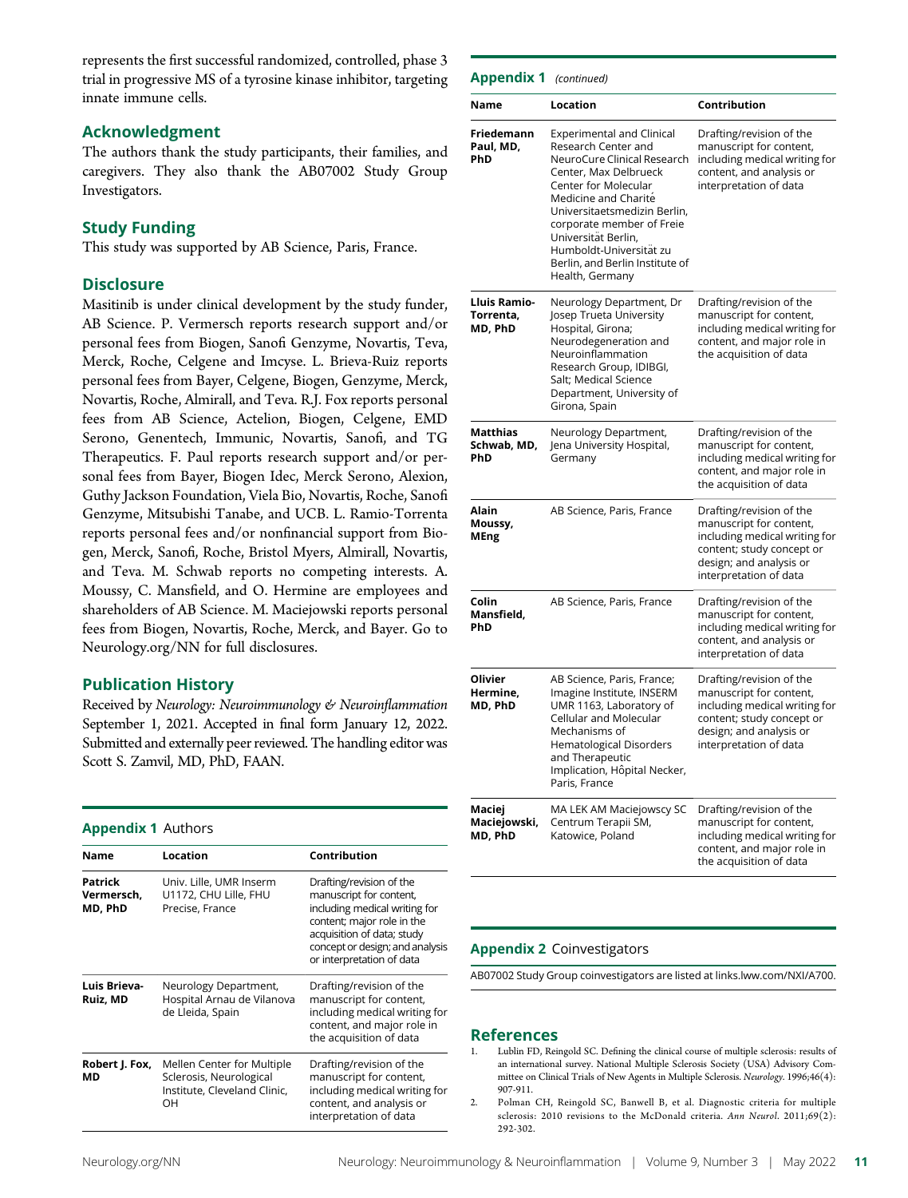represents the first successful randomized, controlled, phase 3 trial in progressive MS of a tyrosine kinase inhibitor, targeting innate immune cells.

## Acknowledgment

The authors thank the study participants, their families, and caregivers. They also thank the AB07002 Study Group Investigators.

## Study Funding

This study was supported by AB Science, Paris, France.

## Disclosure

Masitinib is under clinical development by the study funder, AB Science. P. Vermersch reports research support and/or personal fees from Biogen, Sanofi Genzyme, Novartis, Teva, Merck, Roche, Celgene and Imcyse. L. Brieva-Ruiz reports personal fees from Bayer, Celgene, Biogen, Genzyme, Merck, Novartis, Roche, Almirall, and Teva. R.J. Fox reports personal fees from AB Science, Actelion, Biogen, Celgene, EMD Serono, Genentech, Immunic, Novartis, Sanofi, and TG Therapeutics. F. Paul reports research support and/or personal fees from Bayer, Biogen Idec, Merck Serono, Alexion, Guthy Jackson Foundation, Viela Bio, Novartis, Roche, Sanofi Genzyme, Mitsubishi Tanabe, and UCB. L. Ramio-Torrenta reports personal fees and/or nonfinancial support from Biogen, Merck, Sanofi, Roche, Bristol Myers, Almirall, Novartis, and Teva. M. Schwab reports no competing interests. A. Moussy, C. Mansfield, and O. Hermine are employees and shareholders of AB Science. M. Maciejowski reports personal fees from Biogen, Novartis, Roche, Merck, and Bayer. Go to Neurology.org/NN for full disclosures.

## Publication History

Received by *Neurology: Neuroimmunology & Neuroinflammation* September 1, 2021. Accepted in final form January 12, 2022. Submitted and externally peer reviewed. The handling editor was Scott S. Zamvil, MD, PhD, FAAN.

**Appendix 1** Authors

| Name | Location | Contribution |
|---|---|---|
| **Patrick Vermersch, MD, PhD** | Univ. Lille, UMR Inserm U1172, CHU Lille, FHU Precise, France | Drafting/revision of the manuscript for content, including medical writing for content; major role in the acquisition of data; study concept or design; and analysis or interpretation of data |
| **Luis Brieva-Ruiz, MD** | Neurology Department, Hospital Arnau de Vilanova de Lleida, Spain | Drafting/revision of the manuscript for content, including medical writing for content, and major role in the acquisition of data |
| **Robert J. Fox, MD** | Mellen Center for Multiple Sclerosis, Neurological Institute, Cleveland Clinic, OH | Drafting/revision of the manuscript for content, including medical writing for content, and analysis or interpretation of data |
| **Friedemann Paul, MD, PhD** | Experimental and Clinical Research Center and NeuroCure Clinical Research Center, Max Delbrueck Center for Molecular Medicine and Charité Universitaetsmedizin Berlin, corporate member of Freie Universität Berlin, Humboldt-Universität zu Berlin, and Berlin Institute of Health, Germany | Drafting/revision of the manuscript for content, including medical writing for content, and analysis or interpretation of data |
| **Lluis Ramio-Torrenta, MD, PhD** | Neurology Department, Dr Josep Trueta University Hospital, Girona; Neurodegeneration and Neuroinflammation Research Group, IDIBGI, Salt; Medical Science Department, University of Girona, Spain | Drafting/revision of the manuscript for content, including medical writing for content, and major role in the acquisition of data |
| **Matthias Schwab, MD, PhD** | Neurology Department, Jena University Hospital, Germany | Drafting/revision of the manuscript for content, including medical writing for content, and major role in the acquisition of data |
| **Alain Moussy, MEng** | AB Science, Paris, France | Drafting/revision of the manuscript for content, including medical writing for content; study concept or design; and analysis or interpretation of data |
| **Colin Mansfield, PhD** | AB Science, Paris, France | Drafting/revision of the manuscript for content, including medical writing for content, and analysis or interpretation of data |
| **Olivier Hermine, MD, PhD** | AB Science, Paris, France; Imagine Institute, INSERM UMR 1163, Laboratory of Cellular and Molecular Mechanisms of Hematological Disorders and Therapeutic Implication, Hôpital Necker, Paris, France | Drafting/revision of the manuscript for content, including medical writing for content; study concept or design; and analysis or interpretation of data |
| **Maciej Maciejowski, MD, PhD** | MA LEK AM Maciejowscy SC Centrum Terapii SM, Katowice, Poland | Drafting/revision of the manuscript for content, including medical writing for content, and major role in the acquisition of data |

**Appendix 2** Coinvestigators

AB07002 Study Group coinvestigators are listed at links.lww.com/NXI/A700.

## References

1. Lublin FD, Reingold SC. Defining the clinical course of multiple sclerosis: results of an international survey. National Multiple Sclerosis Society (USA) Advisory Committee on Clinical Trials of New Agents in Multiple Sclerosis. *Neurology*. 1996;46(4):907-911.
2. Polman CH, Reingold SC, Banwell B, et al. Diagnostic criteria for multiple sclerosis: 2010 revisions to the McDonald criteria. *Ann Neurol*. 2011;69(2):292-302.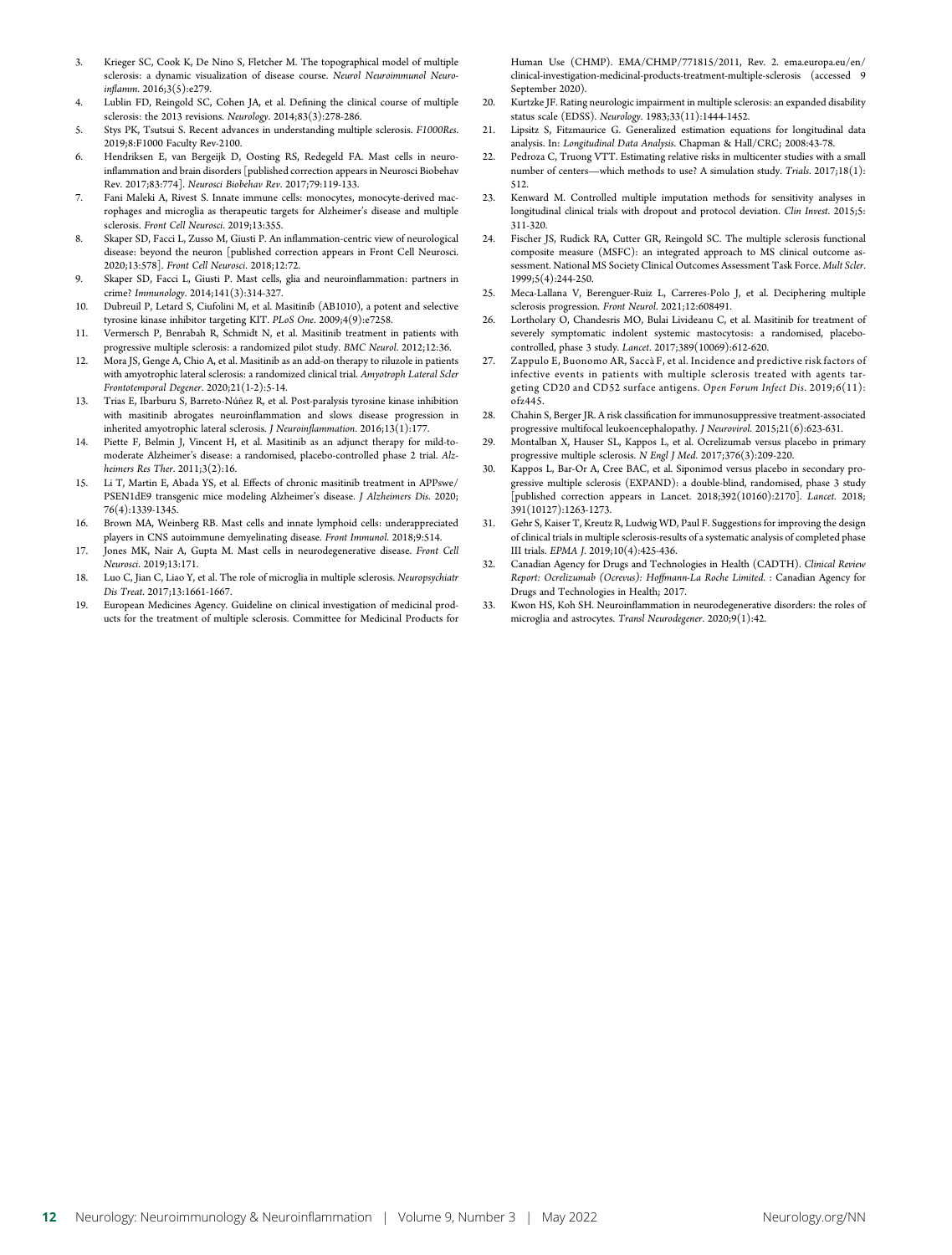3. Krieger SC, Cook K, De Nino S, Fletcher M. The topographical model of multiple sclerosis: a dynamic visualization of disease course. *Neurol Neuroimmunol Neuroinflamm*. 2016;3(5):e279.
4. Lublin FD, Reingold SC, Cohen JA, et al. Defining the clinical course of multiple sclerosis: the 2013 revisions. *Neurology*. 2014;83(3):278-286.
5. Stys PK, Tsutsui S. Recent advances in understanding multiple sclerosis. *F1000Res*. 2019;8:F1000 Faculty Rev-2100.
6. Hendriksen E, van Bergeijk D, Oosting RS, Redegeld FA. Mast cells in neuroinflammation and brain disorders [published correction appears in Neurosci Biobehav Rev. 2017;83:774]. *Neurosci Biobehav Rev*. 2017;79:119-133.
7. Fani Maleki A, Rivest S. Innate immune cells: monocytes, monocyte-derived macrophages and microglia as therapeutic targets for Alzheimer's disease and multiple sclerosis. *Front Cell Neurosci*. 2019;13:355.
8. Skaper SD, Facci L, Zusso M, Giusti P. An inflammation-centric view of neurological disease: beyond the neuron [published correction appears in Front Cell Neurosci. 2020;13:578]. *Front Cell Neurosci*. 2018;12:72.
9. Skaper SD, Facci L, Giusti P. Mast cells, glia and neuroinflammation: partners in crime? *Immunology*. 2014;141(3):314-327.
10. Dubreuil P, Letard S, Ciufolini M, et al. Masitinib (AB1010), a potent and selective tyrosine kinase inhibitor targeting KIT. *PLoS One*. 2009;4(9):e7258.
11. Vermersch P, Benrabah R, Schmidt N, et al. Masitinib treatment in patients with progressive multiple sclerosis: a randomized pilot study. *BMC Neurol*. 2012;12:36.
12. Mora JS, Genge A, Chio A, et al. Masitinib as an add-on therapy to riluzole in patients with amyotrophic lateral sclerosis: a randomized clinical trial. *Amyotroph Lateral Scler Frontotemporal Degener*. 2020;21(1-2):5-14.
13. Trias E, Ibarburu S, Barreto-Núñez R, et al. Post-paralysis tyrosine kinase inhibition with masitinib abrogates neuroinflammation and slows disease progression in inherited amyotrophic lateral sclerosis. *J Neuroinflammation*. 2016;13(1):177.
14. Piette F, Belmin J, Vincent H, et al. Masitinib as an adjunct therapy for mild-to-moderate Alzheimer's disease: a randomised, placebo-controlled phase 2 trial. *Alzheimers Res Ther*. 2011;3(2):16.
15. Li T, Martin E, Abada YS, et al. Effects of chronic masitinib treatment in APPswe/PSEN1dE9 transgenic mice modeling Alzheimer's disease. *J Alzheimers Dis*. 2020;76(4):1339-1345.
16. Brown MA, Weinberg RB. Mast cells and innate lymphoid cells: underappreciated players in CNS autoimmune demyelinating disease. *Front Immunol*. 2018;9:514.
17. Jones MK, Nair A, Gupta M. Mast cells in neurodegenerative disease. *Front Cell Neurosci*. 2019;13:171.
18. Luo C, Jian C, Liao Y, et al. The role of microglia in multiple sclerosis. *Neuropsychiatr Dis Treat*. 2017;13:1661-1667.
19. European Medicines Agency. Guideline on clinical investigation of medicinal products for the treatment of multiple sclerosis. Committee for Medicinal Products for Human Use (CHMP). EMA/CHMP/771815/2011, Rev. 2. ema.europa.eu/en/clinical-investigation-medicinal-products-treatment-multiple-sclerosis (accessed 9 September 2020).
20. Kurtzke JF. Rating neurologic impairment in multiple sclerosis: an expanded disability status scale (EDSS). *Neurology*. 1983;33(11):1444-1452.
21. Lipsitz S, Fitzmaurice G. Generalized estimation equations for longitudinal data analysis. In: *Longitudinal Data Analysis*. Chapman & Hall/CRC; 2008:43-78.
22. Pedroza C, Truong VTT. Estimating relative risks in multicenter studies with a small number of centers—which methods to use? A simulation study. *Trials*. 2017;18(1):512.
23. Kenward M. Controlled multiple imputation methods for sensitivity analyses in longitudinal clinical trials with dropout and protocol deviation. *Clin Invest*. 2015;5:311-320.
24. Fischer JS, Rudick RA, Cutter GR, Reingold SC. The multiple sclerosis functional composite measure (MSFC): an integrated approach to MS clinical outcome assessment. National MS Society Clinical Outcomes Assessment Task Force. *Mult Scler*. 1999;5(4):244-250.
25. Meca-Lallana V, Berenguer-Ruiz L, Carreres-Polo J, et al. Deciphering multiple sclerosis progression. *Front Neurol*. 2021;12:608491.
26. Lortholary O, Chandesris MO, Bulai Livideanu C, et al. Masitinib for treatment of severely symptomatic indolent systemic mastocytosis: a randomised, placebo-controlled, phase 3 study. *Lancet*. 2017;389(10069):612-620.
27. Zappulo E, Buonomo AR, Saccà F, et al. Incidence and predictive risk factors of infective events in patients with multiple sclerosis treated with agents targeting CD20 and CD52 surface antigens. *Open Forum Infect Dis*. 2019;6(11):ofz445.
28. Chahin S, Berger JR. A risk classification for immunosuppressive treatment-associated progressive multifocal leukoencephalopathy. *J Neurovirol*. 2015;21(6):623-631.
29. Montalban X, Hauser SL, Kappos L, et al. Ocrelizumab versus placebo in primary progressive multiple sclerosis. *N Engl J Med*. 2017;376(3):209-220.
30. Kappos L, Bar-Or A, Cree BAC, et al. Siponimod versus placebo in secondary progressive multiple sclerosis (EXPAND): a double-blind, randomised, phase 3 study [published correction appears in Lancet. 2018;392(10160):2170]. *Lancet*. 2018;391(10127):1263-1273.
31. Gehr S, Kaiser T, Kreutz R, Ludwig WD, Paul F. Suggestions for improving the design of clinical trials in multiple sclerosis-results of a systematic analysis of completed phase III trials. *EPMA J*. 2019;10(4):425-436.
32. Canadian Agency for Drugs and Technologies in Health (CADTH). *Clinical Review Report: Ocrelizumab (Ocrevus): Hoffmann-La Roche Limited*. : Canadian Agency for Drugs and Technologies in Health; 2017.
33. Kwon HS, Koh SH. Neuroinflammation in neurodegenerative disorders: the roles of microglia and astrocytes. *Transl Neurodegener*. 2020;9(1):42.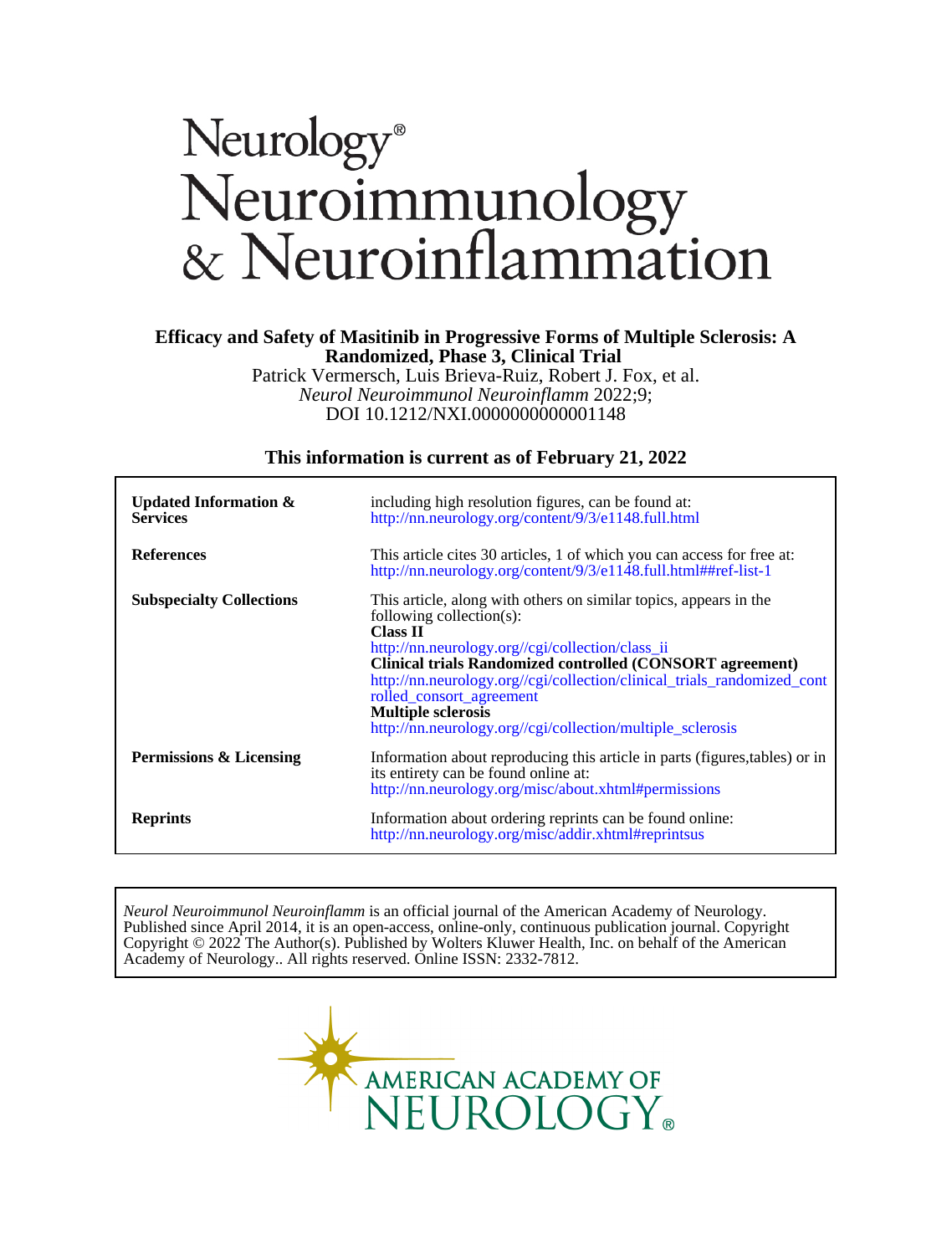# Neurology® Neuroimmunology & Neuroinflammation

**Efficacy and Safety of Masitinib in Progressive Forms of Multiple Sclerosis: A Randomized, Phase 3, Clinical Trial**

Patrick Vermersch, Luis Brieva-Ruiz, Robert J. Fox, et al.
*Neurol Neuroimmunol Neuroinflamm* 2022;9;
DOI 10.1212/NXI.0000000000001148

**This information is current as of February 21, 2022**

| | |
|---|---|
| **Updated Information & Services** | including high resolution figures, can be found at: http://nn.neurology.org/content/9/3/e1148.full.html |
| **References** | This article cites 30 articles, 1 of which you can access for free at: http://nn.neurology.org/content/9/3/e1148.full.html##ref-list-1 |
| **Subspecialty Collections** | This article, along with others on similar topics, appears in the following collection(s): **Class II** http://nn.neurology.org//cgi/collection/class_ii **Clinical trials Randomized controlled (CONSORT agreement)** http://nn.neurology.org//cgi/collection/clinical_trials_randomized_controlled_consort_agreement **Multiple sclerosis** http://nn.neurology.org//cgi/collection/multiple_sclerosis |
| **Permissions & Licensing** | Information about reproducing this article in parts (figures,tables) or in its entirety can be found online at: http://nn.neurology.org/misc/about.xhtml#permissions |
| **Reprints** | Information about ordering reprints can be found online: http://nn.neurology.org/misc/addir.xhtml#reprintsus |

*Neurol Neuroimmunol Neuroinflamm* is an official journal of the American Academy of Neurology. Published since April 2014, it is an open-access, online-only, continuous publication journal. Copyright Copyright © 2022 The Author(s). Published by Wolters Kluwer Health, Inc. on behalf of the American Academy of Neurology.. All rights reserved. Online ISSN: 2332-7812.

AMERICAN ACADEMY OF NEUROLOGY®